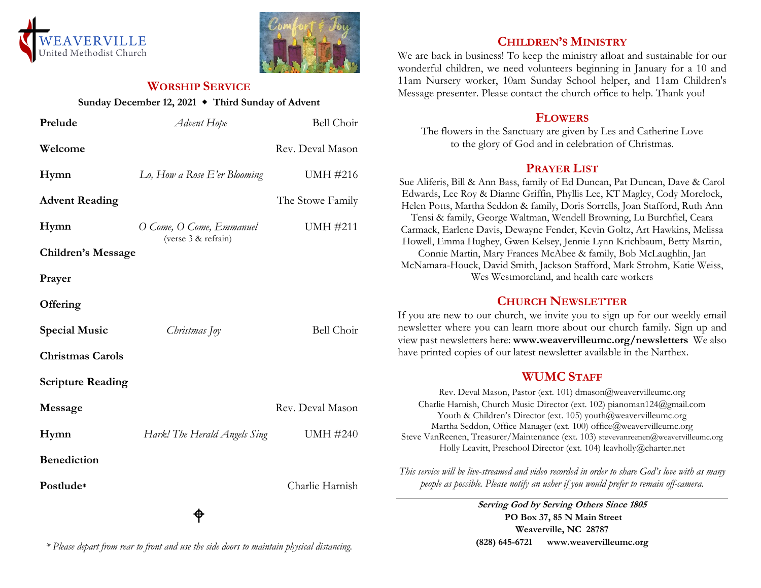WEAVERVILLE
United Methodist Church

## WORSHIP SERVICE

**Sunday December 12, 2021 ◆ Third Sunday of Advent**

| | | |
|---|---|---|
| **Prelude** | *Advent Hope* | Bell Choir |
| **Welcome** | | Rev. Deval Mason |
| **Hymn** | *Lo, How a Rose E'er Blooming* | UMH #216 |
| **Advent Reading** | | The Stowe Family |
| **Hymn** | *O Come, O Come, Emmanuel* (verse 3 & refrain) | UMH #211 |
| **Children's Message** | | |
| **Prayer** | | |
| **Offering** | | |
| **Special Music** | *Christmas Joy* | Bell Choir |
| **Christmas Carols** | | |
| **Scripture Reading** | | |
| **Message** | | Rev. Deval Mason |
| **Hymn** | *Hark! The Herald Angels Sing* | UMH #240 |
| **Benediction** | | |
| **Postlude*** | | Charlie Harnish |

*\* Please depart from rear to front and use the side doors to maintain physical distancing.*

## CHILDREN'S MINISTRY

We are back in business! To keep the ministry afloat and sustainable for our wonderful children, we need volunteers beginning in January for a 10 and 11am Nursery worker, 10am Sunday School helper, and 11am Children's Message presenter. Please contact the church office to help. Thank you!

## FLOWERS

The flowers in the Sanctuary are given by Les and Catherine Love to the glory of God and in celebration of Christmas.

## PRAYER LIST

Sue Aliferis, Bill & Ann Bass, family of Ed Duncan, Pat Duncan, Dave & Carol Edwards, Lee Roy & Dianne Griffin, Phyllis Lee, KT Magley, Cody Morelock, Helen Potts, Martha Seddon & family, Doris Sorrells, Joan Stafford, Ruth Ann Tensi & family, George Waltman, Wendell Browning, Lu Burchfiel, Ceara Carmack, Earlene Davis, Dewayne Fender, Kevin Goltz, Art Hawkins, Melissa Howell, Emma Hughey, Gwen Kelsey, Jennie Lynn Krichbaum, Betty Martin, Connie Martin, Mary Frances McAbee & family, Bob McLaughlin, Jan McNamara-Houck, David Smith, Jackson Stafford, Mark Strohm, Katie Weiss, Wes Westmoreland, and health care workers

## CHURCH NEWSLETTER

If you are new to our church, we invite you to sign up for our weekly email newsletter where you can learn more about our church family. Sign up and view past newsletters here: **www.weavervilleumc.org/newsletters** We also have printed copies of our latest newsletter available in the Narthex.

## WUMC STAFF

Rev. Deval Mason, Pastor (ext. 101) dmason@weavervilleumc.org
Charlie Harnish, Church Music Director (ext. 102) pianoman124@gmail.com
Youth & Children's Director (ext. 105) youth@weavervilleumc.org
Martha Seddon, Office Manager (ext. 100) office@weavervilleumc.org
Steve VanReenen, Treasurer/Maintenance (ext. 103) stevevanreenen@weavervilleumc.org
Holly Leavitt, Preschool Director (ext. 104) leavholly@charter.net

*This service will be live-streamed and video recorded in order to share God's love with as many people as possible. Please notify an usher if you would prefer to remain off-camera.*

***Serving God by Serving Others Since 1805***
**PO Box 37, 85 N Main Street**
**Weaverville, NC 28787**
**(828) 645-6721 www.weavervilleumc.org**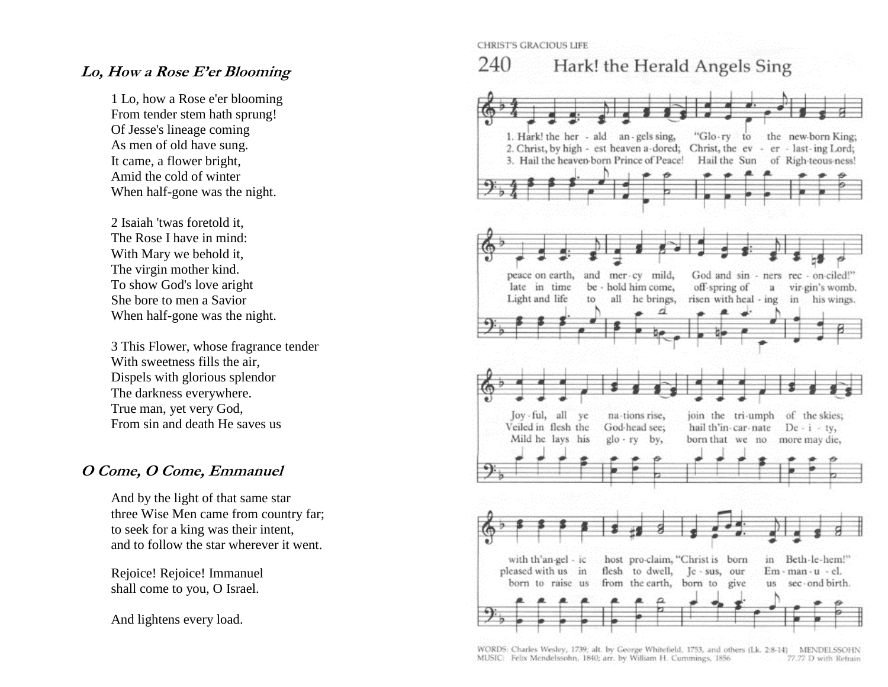### *Lo, How a Rose E'er Blooming*

1 Lo, how a Rose e'er blooming
From tender stem hath sprung!
Of Jesse's lineage coming
As men of old have sung.
It came, a flower bright,
Amid the cold of winter
When half-gone was the night.

2 Isaiah 'twas foretold it,
The Rose I have in mind:
With Mary we behold it,
The virgin mother kind.
To show God's love aright
She bore to men a Savior
When half-gone was the night.

3 This Flower, whose fragrance tender
With sweetness fills the air,
Dispels with glorious splendor
The darkness everywhere.
True man, yet very God,
From sin and death He saves us

### *O Come, O Come, Emmanuel*

And by the light of that same star
three Wise Men came from country far;
to seek for a king was their intent,
and to follow the star wherever it went.

Rejoice! Rejoice! Immanuel
shall come to you, O Israel.

And lightens every load.

CHRIST'S GRACIOUS LIFE

## 240 Hark! the Herald Angels Sing

1. Hark! the herald angels sing, "Glory to the newborn King; peace on earth, and mercy mild, God and sinners reconciled!" Joyful, all ye nations rise, join the triumph of the skies; with th'angelic host proclaim, "Christ is born in Bethlehem!"

2. Christ, by highest heaven adored; Christ, the everlasting Lord; late in time behold him come, offspring of a virgin's womb. Veiled in flesh the Godhead see; hail th'incarnate Deity, pleased with us in flesh to dwell, Jesus, our Emmanuel.

3. Hail the heaven-born Prince of Peace! Hail the Sun of Righteousness! Light and life to all he brings, risen with healing in his wings. Mild he lays his glory by, born that we no more may die, born to raise us from the earth, born to give us second birth.

WORDS: Charles Wesley, 1739; alt. by George Whitefield, 1753, and others (Lk. 2:8-14)
MUSIC: Felix Mendelssohn, 1840; arr. by William H. Cummings, 1856

MENDELSSOHN
77.77 D with Refrain